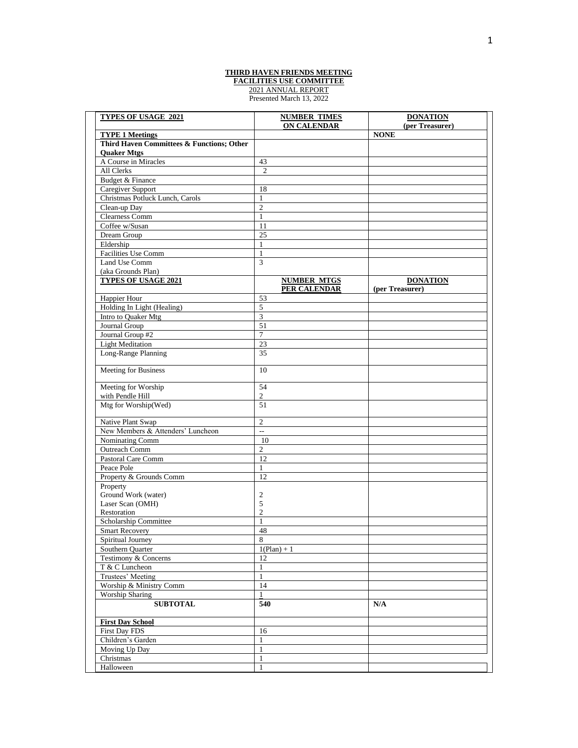**THIRD HAVEN FRIENDS MEETING**
**FACILITIES USE COMMITTEE**
2021 ANNUAL REPORT
Presented March 13, 2022

| **TYPES OF USAGE 2021** | **NUMBER TIMES ON CALENDAR** | **DONATION (per Treasurer)** |
|---|---|---|
| **TYPE 1 Meetings** | | **NONE** |
| **Third Haven Committees & Functions; Other Quaker Mtgs** | | |
| A Course in Miracles | 43 | |
| All Clerks | 2 | |
| Budget & Finance | | |
| Caregiver Support | 18 | |
| Christmas Potluck Lunch, Carols | 1 | |
| Clean-up Day | 2 | |
| Clearness Comm | 1 | |
| Coffee w/Susan | 11 | |
| Dream Group | 25 | |
| Eldership | 1 | |
| Facilities Use Comm | 1 | |
| Land Use Comm (aka Grounds Plan) | 3 | |
| **TYPES OF USAGE 2021** | **NUMBER MTGS PER CALENDAR** | **DONATION (per Treasurer)** |
| Happier Hour | 53 | |
| Holding In Light (Healing) | 5 | |
| Intro to Quaker Mtg | 3 | |
| Journal Group | 51 | |
| Journal Group #2 | 7 | |
| Light Meditation | 23 | |
| Long-Range Planning | 35 | |
| Meeting for Business | 10 | |
| Meeting for Worship<br>with Pendle Hill | 54<br>2 | |
| Mtg for Worship(Wed) | 51 | |
| Native Plant Swap | 2 | |
| New Members & Attenders' Luncheon | -- | |
| Nominating Comm | 10 | |
| Outreach Comm | 2 | |
| Pastoral Care Comm | 12 | |
| Peace Pole | 1 | |
| Property & Grounds Comm | 12 | |
| Property<br>Ground Work (water)<br>Laser Scan (OMH)<br>Restoration | <br>2<br>5<br>2 | |
| Scholarship Committee | 1 | |
| Smart Recovery | 48 | |
| Spiritual Journey | 8 | |
| Southern Quarter | 1(Plan) + 1 | |
| Testimony & Concerns | 12 | |
| T & C Luncheon | 1 | |
| Trustees' Meeting | 1 | |
| Worship & Ministry Comm | 14 | |
| Worship Sharing | 1 | |
| **SUBTOTAL** | **540** | **N/A** |
| **First Day School** | | |
| First Day FDS | 16 | |
| Children's Garden | 1 | |
| Moving Up Day | 1 | |
| Christmas | 1 | |
| Halloween | 1 | |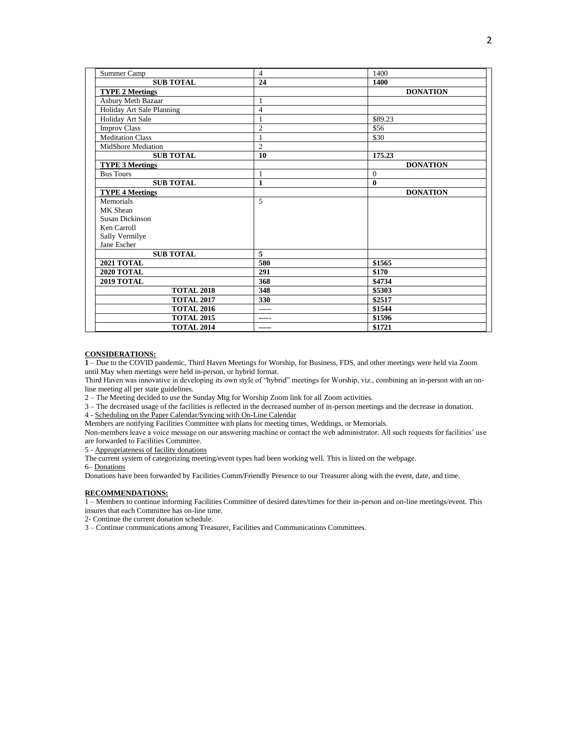| | | |
|---|---|---|
| Summer Camp | 4 | 1400 |
| **SUB TOTAL** | **24** | **1400** |
| **TYPE 2 Meetings** | | **DONATION** |
| Asbury Meth Bazaar | 1 | |
| Holiday Art Sale Planning | 4 | |
| Holiday Art Sale | 1 | $89.23 |
| Improv Class | 2 | $56 |
| Meditation Class | 1 | $30 |
| MidShore Mediation | 2 | |
| **SUB TOTAL** | **10** | **175.23** |
| **TYPE 3 Meetings** | | **DONATION** |
| Bus Tours | 1 | 0 |
| **SUB TOTAL** | **1** | **0** |
| **TYPE 4 Meetings** | | **DONATION** |
| Memorials<br>MK Shean<br>Susan Dickinson<br>Ken Carroll<br>Sally Vermilye<br>Jane Escher | 5 | |
| **SUB TOTAL** | **5** | |
| **2021 TOTAL** | **580** | **$1565** |
| **2020 TOTAL** | **291** | **$170** |
| **2019 TOTAL** | **368** | **$4734** |
| **TOTAL 2018** | **348** | **$5303** |
| **TOTAL 2017** | **330** | **$2517** |
| **TOTAL 2016** | ----- | **$1544** |
| **TOTAL 2015** | ----- | **$1596** |
| **TOTAL 2014** | ----- | **$1721** |

**CONSIDERATIONS:**

**1** – Due to the COVID pandemic, Third Haven Meetings for Worship, for Business, FDS, and other meetings were held via Zoom until May when meetings were held in-person, or hybrid format.

Third Haven was innovative in developing its own style of "hybrid" meetings for Worship, viz., combining an in-person with an on-line meeting all per state guidelines.

2 – The Meeting decided to use the Sunday Mtg for Worship Zoom link for all Zoom activities.

3 – The decreased usage of the facilities is reflected in the decreased number of in-person meetings and the decrease in donation.

4 - Scheduling on the Paper Calendar/Syncing with On-Line Calendar

Members are notifying Facilities Committee with plans for meeting times, Weddings, or Memorials.

Non-members leave a voice message on our answering machine or contact the web administrator. All such requests for facilities' use are forwarded to Facilities Committee.

5 - Appropriateness of facility donations

The current system of categorizing meeting/event types had been working well. This is listed on the webpage.

6– Donations

Donations have been forwarded by Facilities Comm/Friendly Presence to our Treasurer along with the event, date, and time.

**RECOMMENDATIONS:**

1 – Members to continue informing Facilities Committee of desired dates/times for their in-person and on-line meetings/event. This insures that each Committee has on-line time.

2- Continue the current donation schedule.

3 – Continue communications among Treasurer, Facilities and Communications Committees.